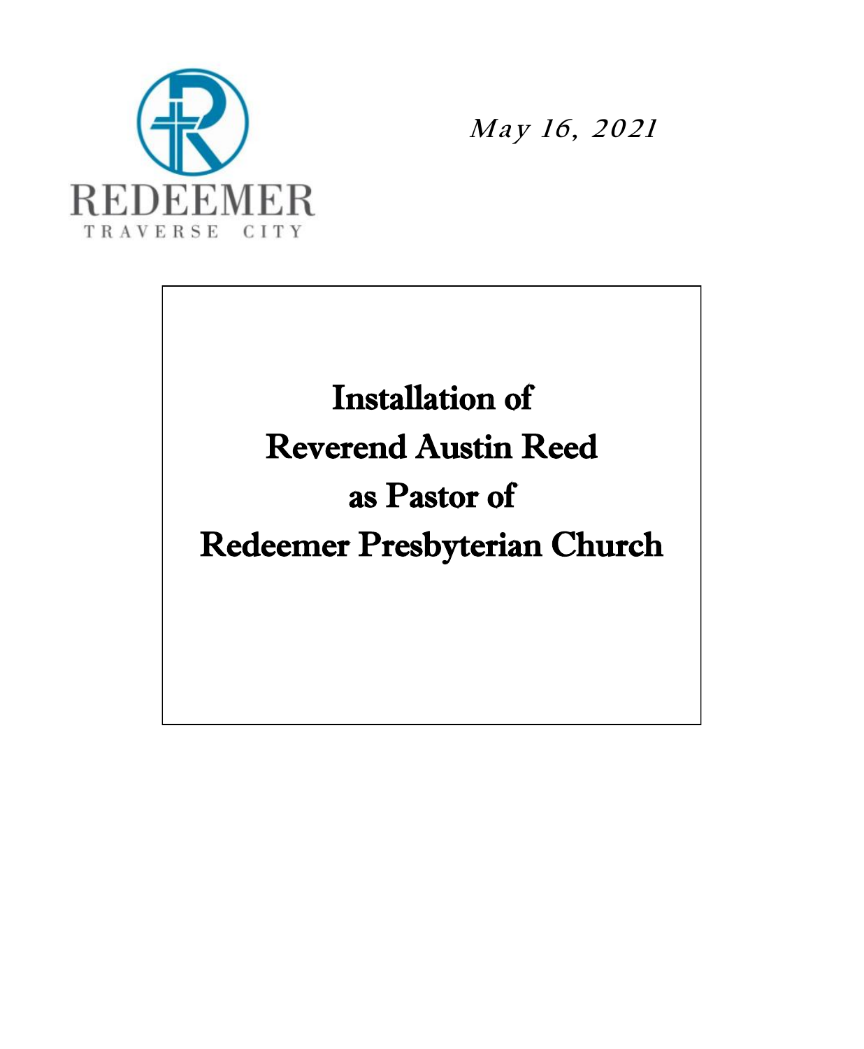REDEEMER

TRAVERSE CITY

*May 16, 2021*

# Installation of Reverend Austin Reed as Pastor of Redeemer Presbyterian Church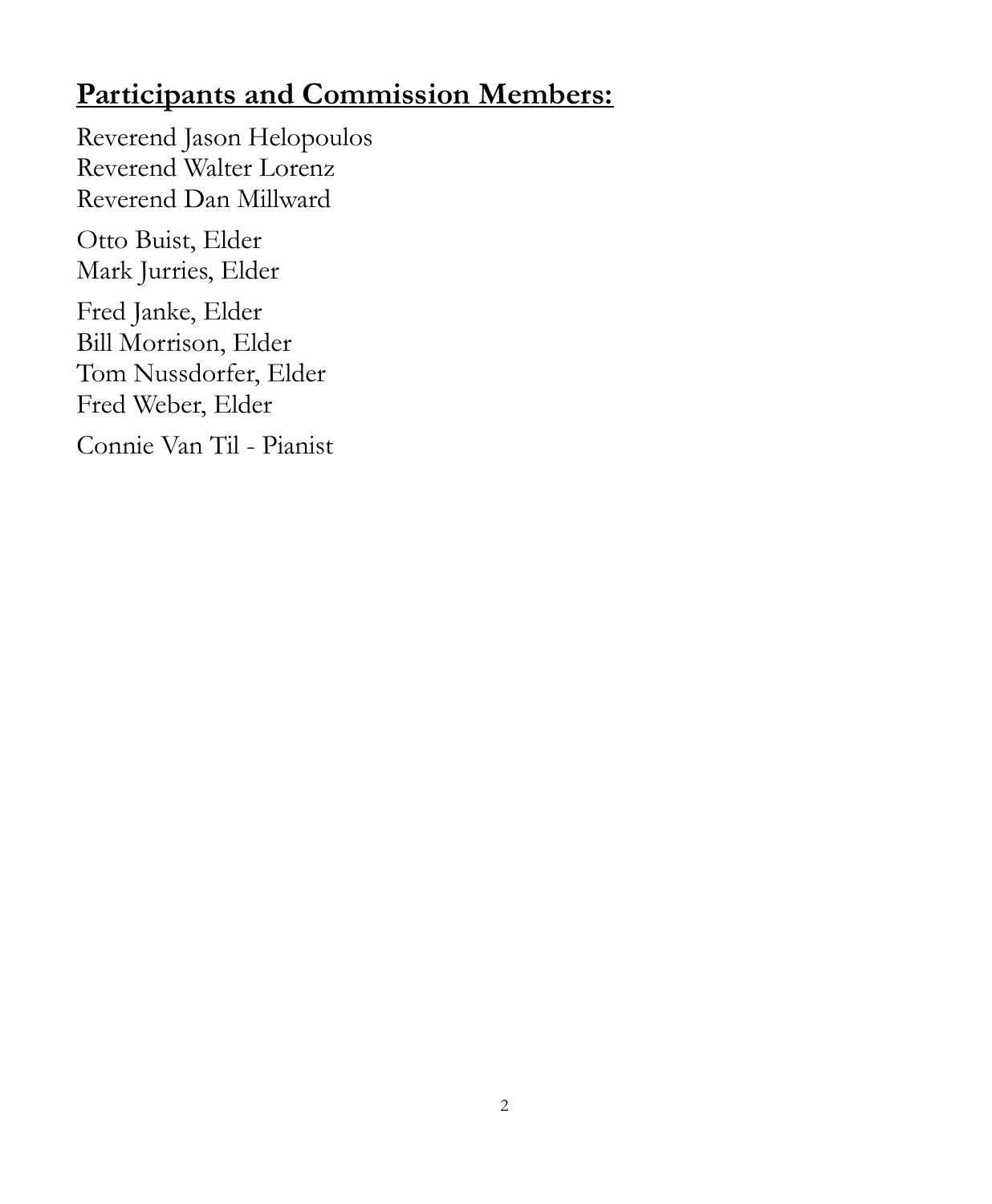## **Participants and Commission Members:**

Reverend Jason Helopoulos
Reverend Walter Lorenz
Reverend Dan Millward

Otto Buist, Elder
Mark Jurries, Elder

Fred Janke, Elder
Bill Morrison, Elder
Tom Nussdorfer, Elder
Fred Weber, Elder

Connie Van Til - Pianist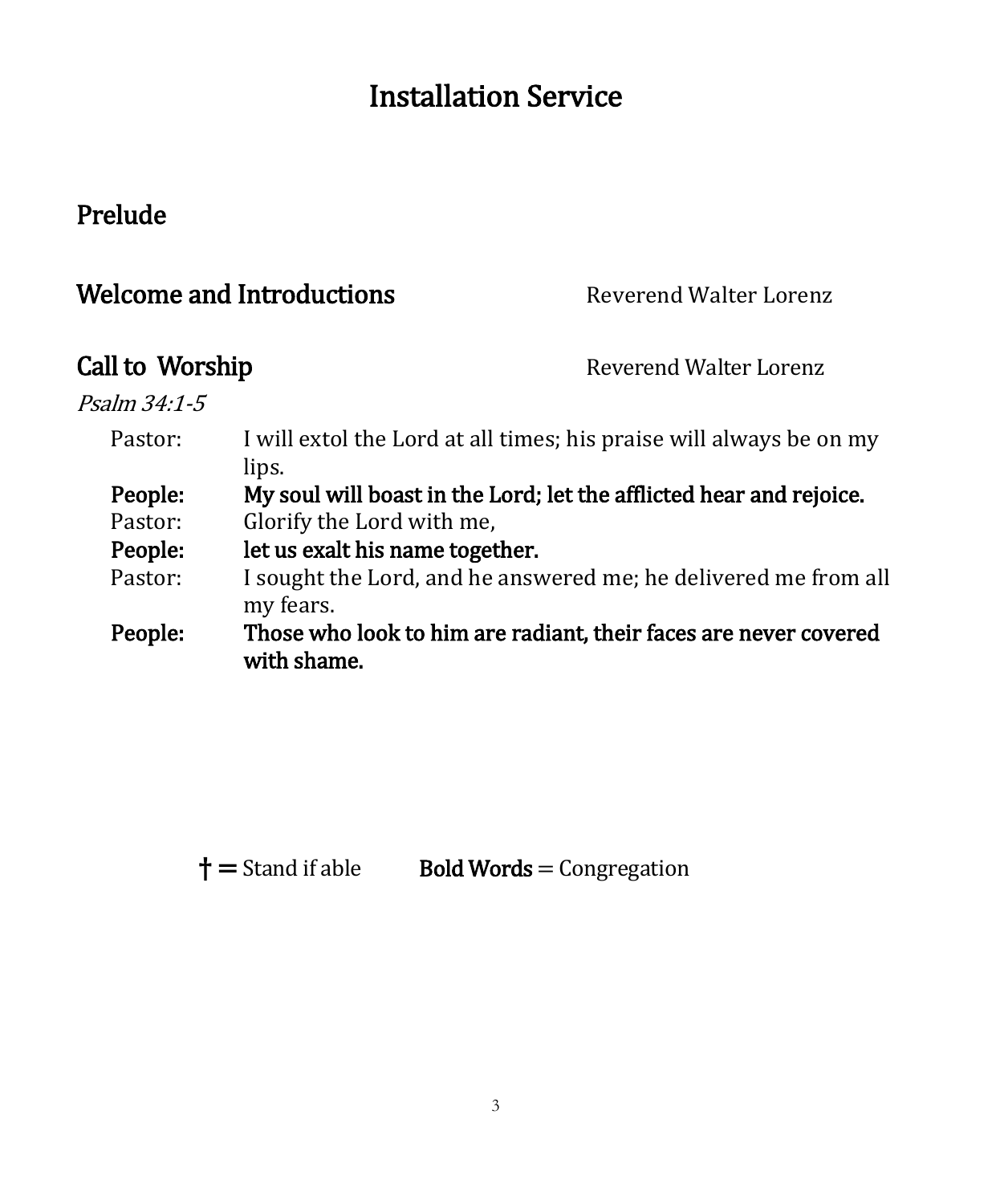# Installation Service

## Prelude

## Welcome and Introductions — Reverend Walter Lorenz

## Call to Worship — Reverend Walter Lorenz

*Psalm 34:1-5*

Pastor: I will extol the Lord at all times; his praise will always be on my lips.

**People: My soul will boast in the Lord; let the afflicted hear and rejoice.**

Pastor: Glorify the Lord with me,

**People: let us exalt his name together.**

Pastor: I sought the Lord, and he answered me; he delivered me from all my fears.

**People: Those who look to him are radiant, their faces are never covered with shame.**

**† =** Stand if able **Bold Words** = Congregation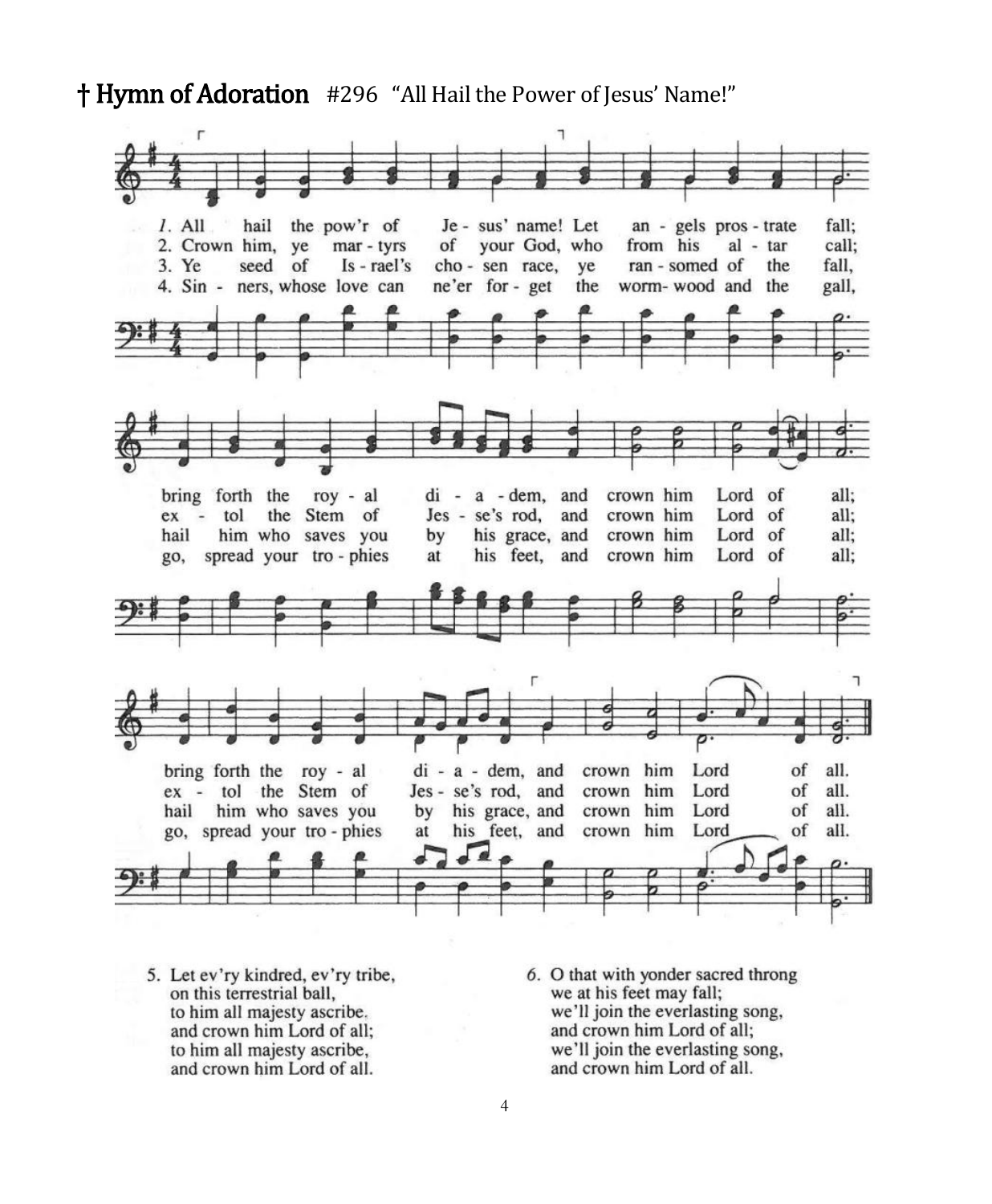## † Hymn of Adoration #296 "All Hail the Power of Jesus' Name!"

1. All hail the pow'r of Jesus' name! Let angels prostrate fall; bring forth the royal diadem, and crown him Lord of all; bring forth the royal diadem, and crown him Lord of all.

2. Crown him, ye martyrs of your God, who from his altar call; extol the Stem of Jesse's rod, and crown him Lord of all; extol the Stem of Jesse's rod, and crown him Lord of all.

3. Ye seed of Israel's chosen race, ye ransomed of the fall, hail him who saves you by his grace, and crown him Lord of all; hail him who saves you by his grace, and crown him Lord of all.

4. Sinners, whose love can ne'er forget the wormwood and the gall, go, spread your trophies at his feet, and crown him Lord of all; go, spread your trophies at his feet, and crown him Lord of all.

5. Let ev'ry kindred, ev'ry tribe,
on this terrestrial ball,
to him all majesty ascribe.
and crown him Lord of all;
to him all majesty ascribe,
and crown him Lord of all.

6. O that with yonder sacred throng
we at his feet may fall;
we'll join the everlasting song,
and crown him Lord of all;
we'll join the everlasting song,
and crown him Lord of all.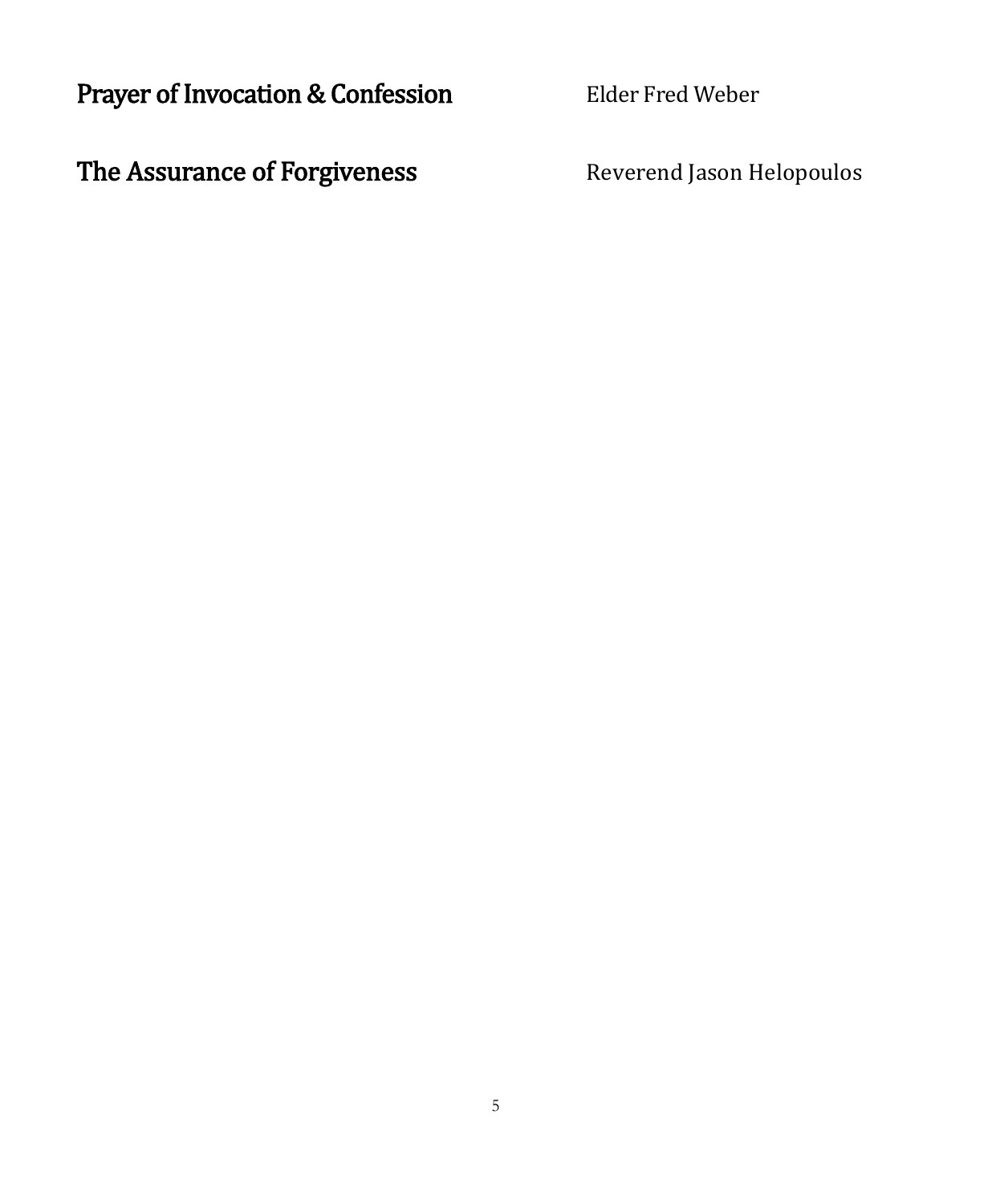## Prayer of Invocation & Confession

Elder Fred Weber

## The Assurance of Forgiveness

Reverend Jason Helopoulos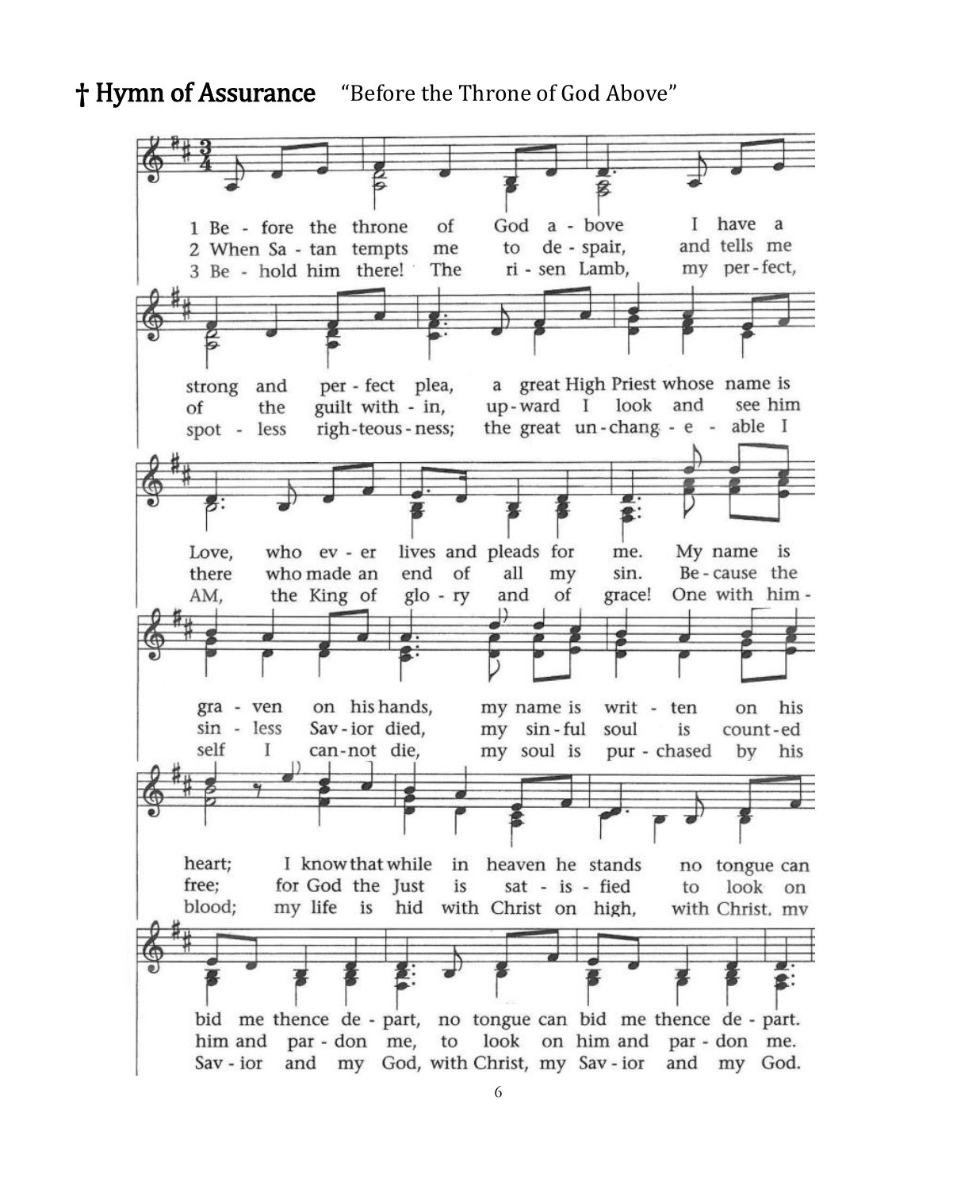## † Hymn of Assurance "Before the Throne of God Above"

1 Be - fore the throne of God a - bove I have a strong and per - fect plea, a great High Priest whose name is Love, who ev - er lives and pleads for me. My name is gra - ven on his hands, my name is writ - ten on his heart; I know that while in heaven he stands no tongue can bid me thence de - part, no tongue can bid me thence de - part.

2 When Sa - tan tempts me to de - spair, and tells me of the guilt with - in, up - ward I look and see him there who made an end of all my sin. Be - cause the sin - less Sav - ior died, my sin - ful soul is count - ed free; for God the Just is sat - is - fied to look on him and par - don me, to look on him and par - don me.

3 Be - hold him there! The ri - sen Lamb, my per - fect, spot - less righ - teous - ness; the great un - chang - e - able I AM, the King of glo - ry and of grace! One with him - self I can - not die, my soul is pur - chased by his blood; my life is hid with Christ on high, with Christ, my Sav - ior and my God, with Christ, my Sav - ior and my God.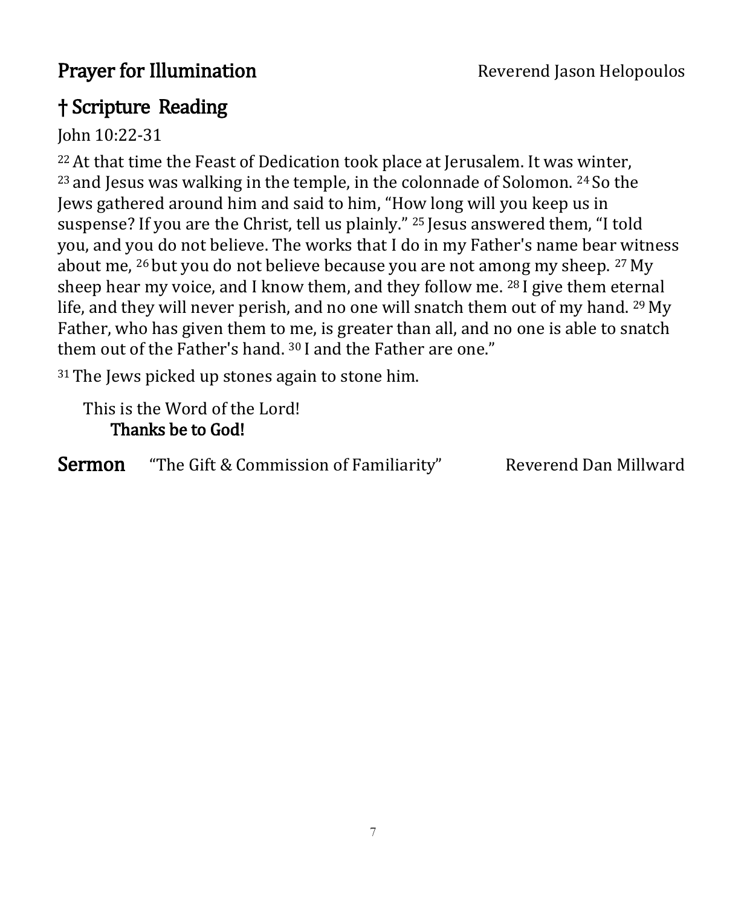## Prayer for Illumination Reverend Jason Helopoulos

## † Scripture Reading

John 10:22-31

[22] At that time the Feast of Dedication took place at Jerusalem. It was winter, [23] and Jesus was walking in the temple, in the colonnade of Solomon. [24] So the Jews gathered around him and said to him, "How long will you keep us in suspense? If you are the Christ, tell us plainly." [25] Jesus answered them, "I told you, and you do not believe. The works that I do in my Father's name bear witness about me, [26] but you do not believe because you are not among my sheep. [27] My sheep hear my voice, and I know them, and they follow me. [28] I give them eternal life, and they will never perish, and no one will snatch them out of my hand. [29] My Father, who has given them to me, is greater than all, and no one is able to snatch them out of the Father's hand. [30] I and the Father are one."

[31] The Jews picked up stones again to stone him.

This is the Word of the Lord!
**Thanks be to God!**

## Sermon "The Gift & Commission of Familiarity" Reverend Dan Millward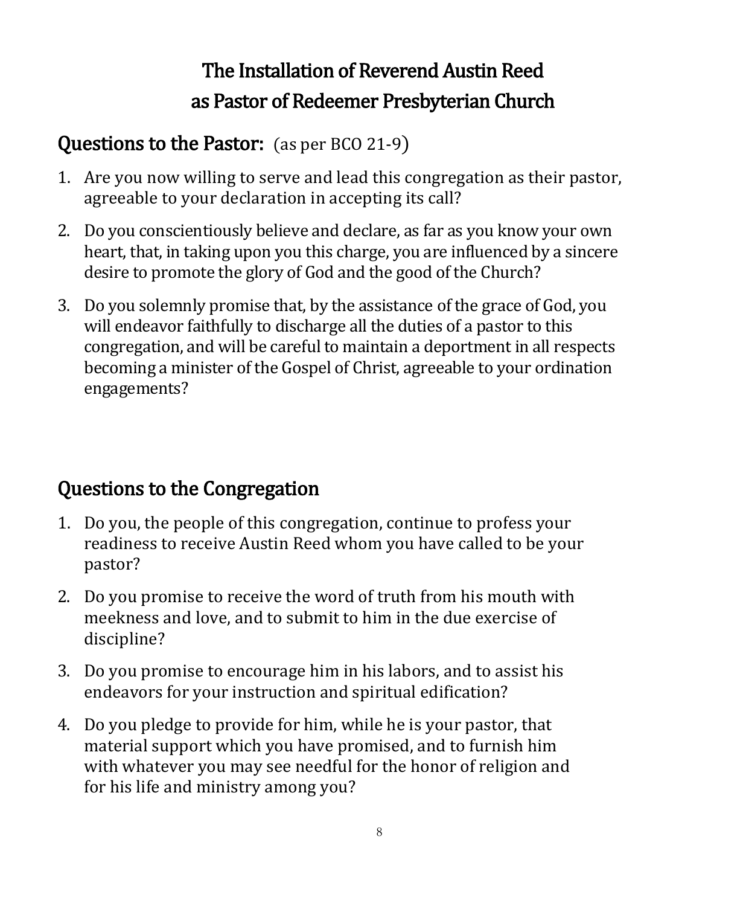# The Installation of Reverend Austin Reed as Pastor of Redeemer Presbyterian Church

## Questions to the Pastor: (as per BCO 21-9)

1. Are you now willing to serve and lead this congregation as their pastor, agreeable to your declaration in accepting its call?
2. Do you conscientiously believe and declare, as far as you know your own heart, that, in taking upon you this charge, you are influenced by a sincere desire to promote the glory of God and the good of the Church?
3. Do you solemnly promise that, by the assistance of the grace of God, you will endeavor faithfully to discharge all the duties of a pastor to this congregation, and will be careful to maintain a deportment in all respects becoming a minister of the Gospel of Christ, agreeable to your ordination engagements?

## Questions to the Congregation

1. Do you, the people of this congregation, continue to profess your readiness to receive Austin Reed whom you have called to be your pastor?
2. Do you promise to receive the word of truth from his mouth with meekness and love, and to submit to him in the due exercise of discipline?
3. Do you promise to encourage him in his labors, and to assist his endeavors for your instruction and spiritual edification?
4. Do you pledge to provide for him, while he is your pastor, that material support which you have promised, and to furnish him with whatever you may see needful for the honor of religion and for his life and ministry among you?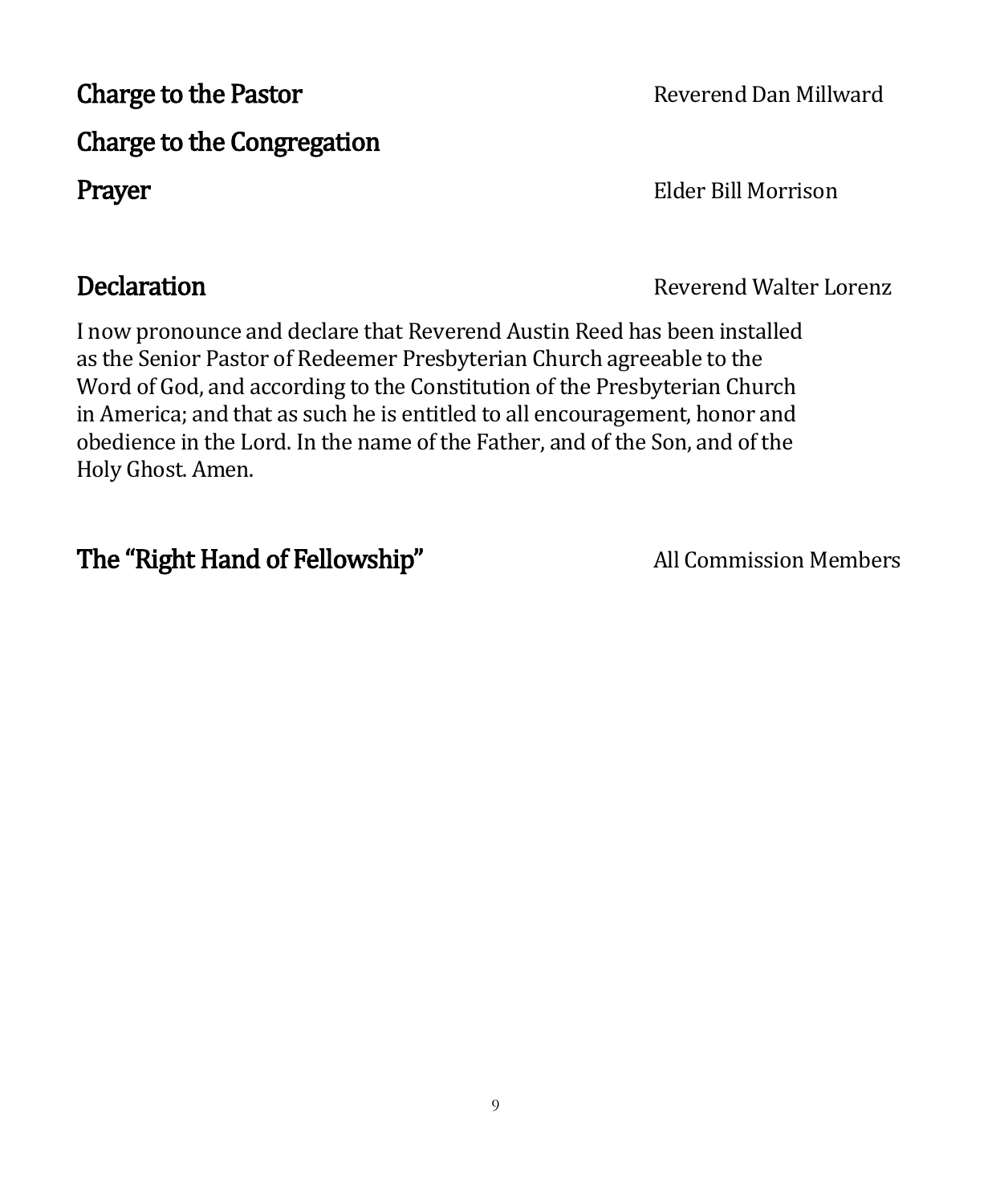**Charge to the Pastor** Reverend Dan Millward

**Charge to the Congregation**

**Prayer** Elder Bill Morrison

**Declaration** Reverend Walter Lorenz

I now pronounce and declare that Reverend Austin Reed has been installed as the Senior Pastor of Redeemer Presbyterian Church agreeable to the Word of God, and according to the Constitution of the Presbyterian Church in America; and that as such he is entitled to all encouragement, honor and obedience in the Lord. In the name of the Father, and of the Son, and of the Holy Ghost. Amen.

**The "Right Hand of Fellowship"** All Commission Members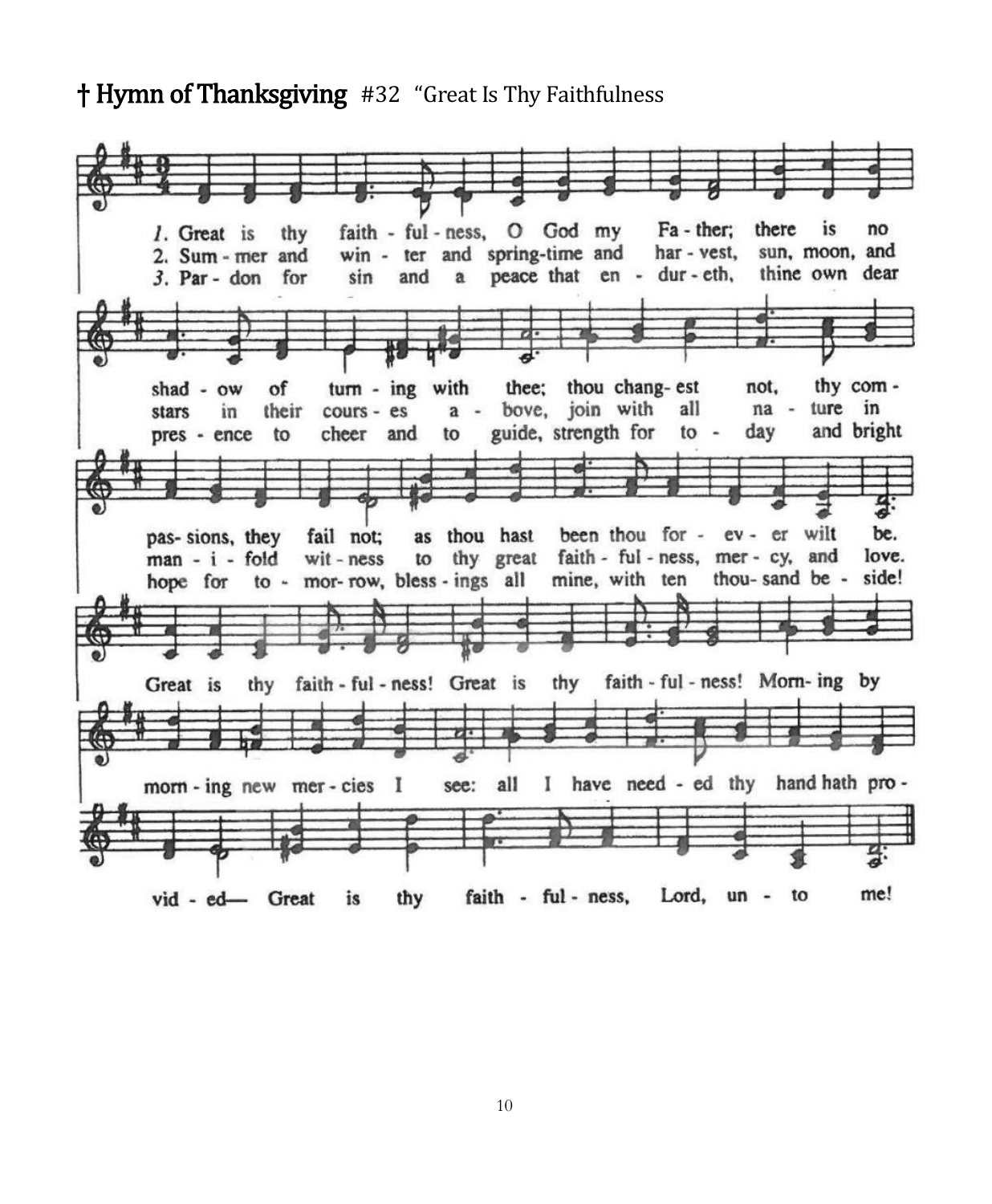## † Hymn of Thanksgiving #32 "Great Is Thy Faithfulness

1. Great is thy faith - ful - ness, O God my Fa - ther; there is no shad - ow of turn - ing with thee; thou chang - est not, thy com - pas - sions, they fail not; as thou hast been thou for - ev - er wilt be.

2. Sum - mer and win - ter and spring-time and har - vest, sun, moon, and stars in their cours - es a - bove, join with all na - ture in man - i - fold wit - ness to thy great faith - ful - ness, mer - cy, and love.

3. Par - don for sin and a peace that en - dur - eth, thine own dear pres - ence to cheer and to guide, strength for to - day and bright hope for to - mor - row, bless - ings all mine, with ten thou - sand be - side!

Great is thy faith - ful - ness! Great is thy faith - ful - ness! Morn - ing by morn - ing new mer - cies I see: all I have need - ed thy hand hath pro - vid - ed— Great is thy faith - ful - ness, Lord, un - to me!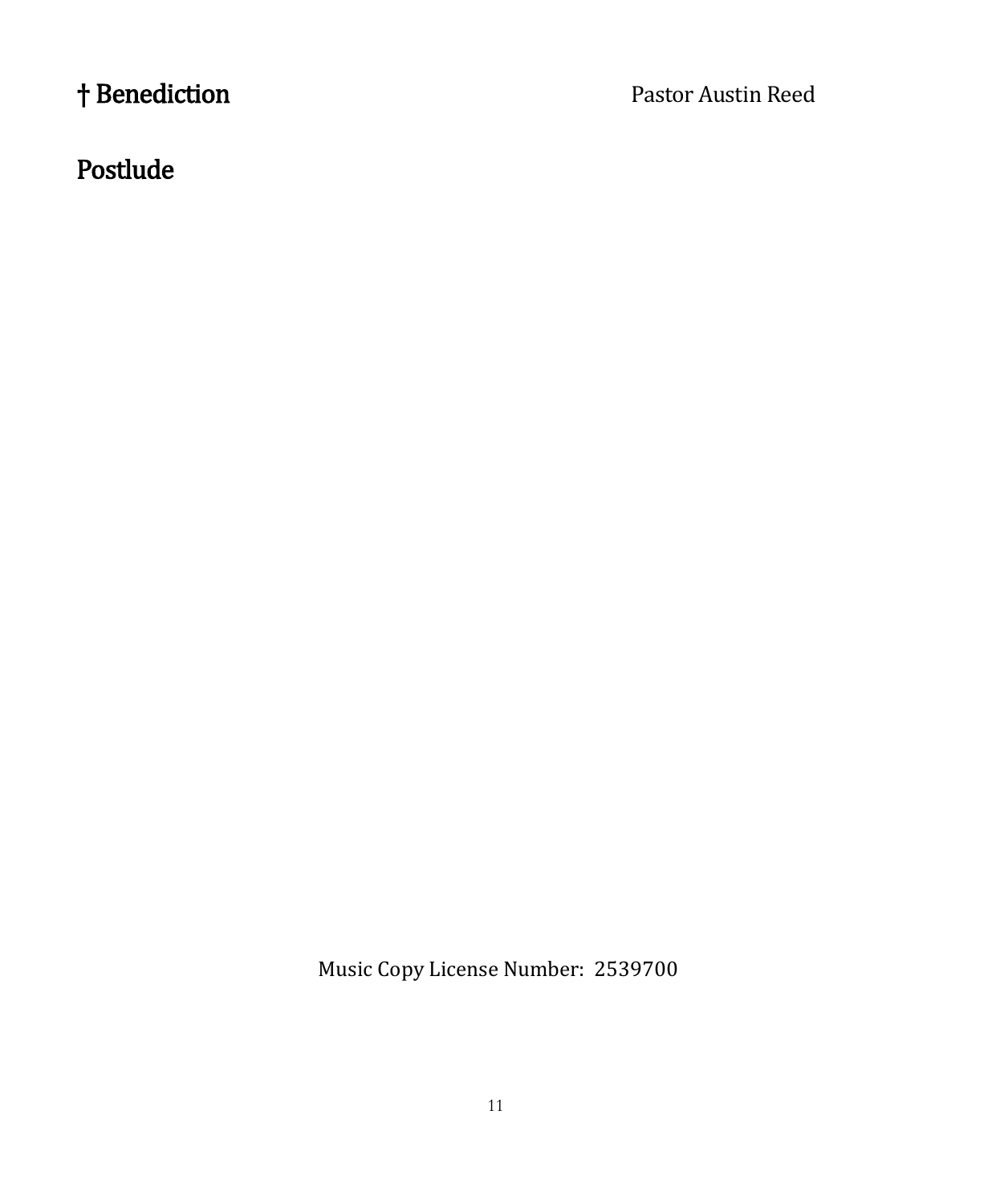## † Benediction Pastor Austin Reed

## Postlude

Music Copy License Number: 2539700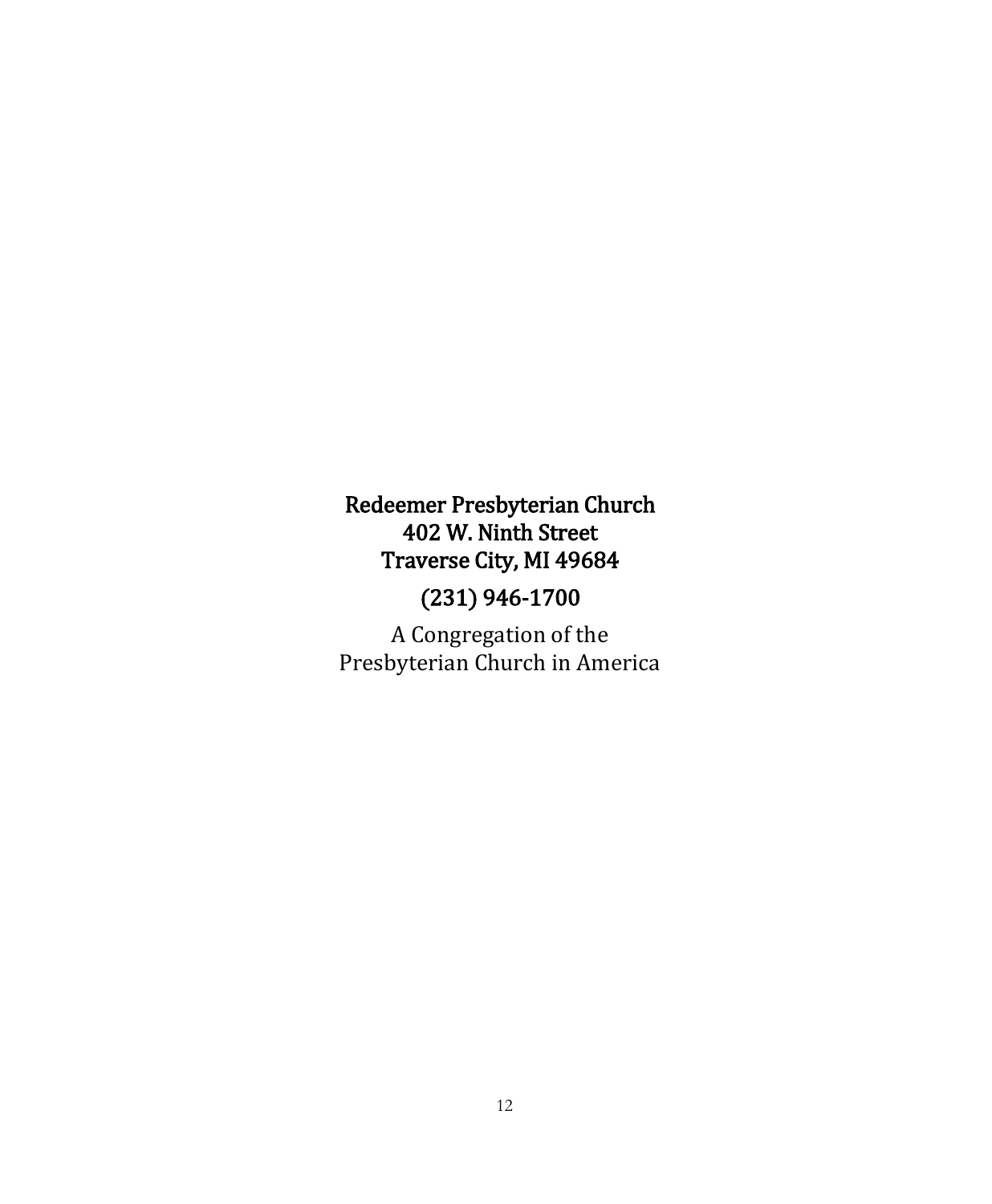Redeemer Presbyterian Church
402 W. Ninth Street
Traverse City, MI 49684

(231) 946-1700

A Congregation of the
Presbyterian Church in America